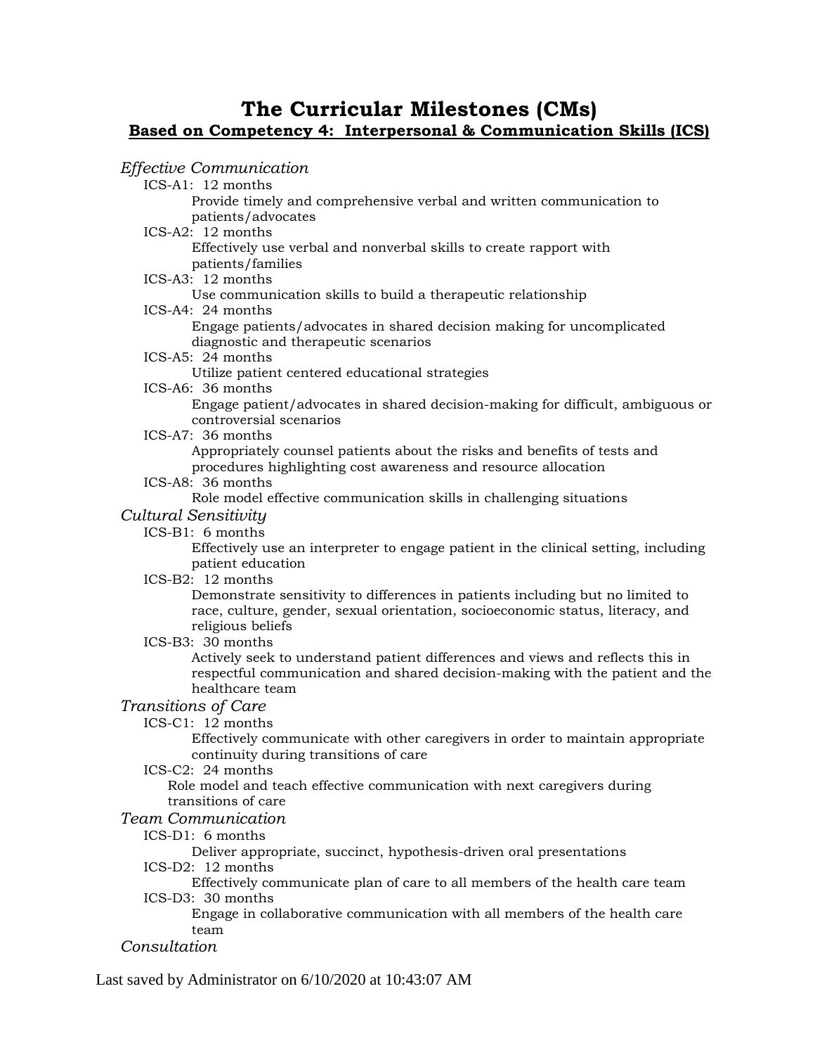# The Curricular Milestones (CMs)

## Based on Competency 4: Interpersonal & Communication Skills (ICS)

*Effective Communication*

- ICS-A1: 12 months
  - Provide timely and comprehensive verbal and written communication to patients/advocates
- ICS-A2: 12 months
  - Effectively use verbal and nonverbal skills to create rapport with patients/families
- ICS-A3: 12 months
  - Use communication skills to build a therapeutic relationship
- ICS-A4: 24 months
  - Engage patients/advocates in shared decision making for uncomplicated diagnostic and therapeutic scenarios
- ICS-A5: 24 months
  - Utilize patient centered educational strategies
- ICS-A6: 36 months
  - Engage patient/advocates in shared decision-making for difficult, ambiguous or controversial scenarios
- ICS-A7: 36 months
  - Appropriately counsel patients about the risks and benefits of tests and procedures highlighting cost awareness and resource allocation
- ICS-A8: 36 months
  - Role model effective communication skills in challenging situations

*Cultural Sensitivity*

- ICS-B1: 6 months
  - Effectively use an interpreter to engage patient in the clinical setting, including patient education
- ICS-B2: 12 months
  - Demonstrate sensitivity to differences in patients including but no limited to race, culture, gender, sexual orientation, socioeconomic status, literacy, and religious beliefs
- ICS-B3: 30 months
  - Actively seek to understand patient differences and views and reflects this in respectful communication and shared decision-making with the patient and the healthcare team

*Transitions of Care*

- ICS-C1: 12 months
  - Effectively communicate with other caregivers in order to maintain appropriate continuity during transitions of care
- ICS-C2: 24 months
  - Role model and teach effective communication with next caregivers during transitions of care

*Team Communication*

- ICS-D1: 6 months
  - Deliver appropriate, succinct, hypothesis-driven oral presentations
- ICS-D2: 12 months
  - Effectively communicate plan of care to all members of the health care team
- ICS-D3: 30 months
  - Engage in collaborative communication with all members of the health care team

*Consultation*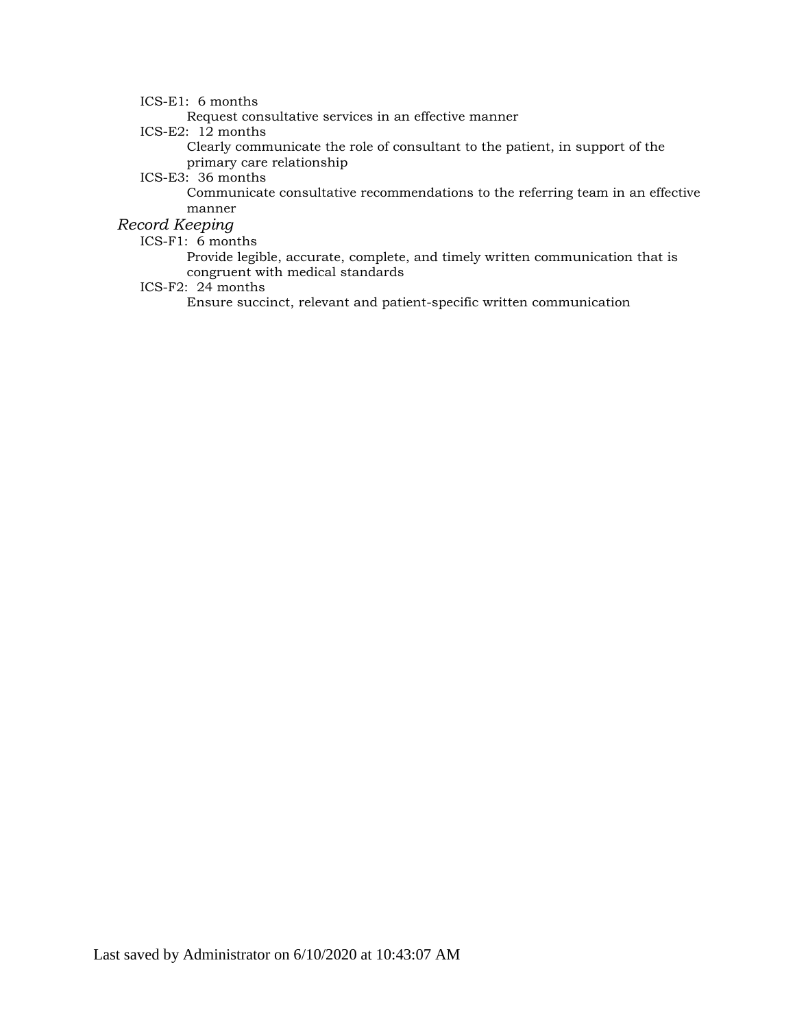- ICS-E1: 6 months
  - Request consultative services in an effective manner
- ICS-E2: 12 months
  - Clearly communicate the role of consultant to the patient, in support of the primary care relationship
- ICS-E3: 36 months
  - Communicate consultative recommendations to the referring team in an effective manner

*Record Keeping*

- ICS-F1: 6 months
  - Provide legible, accurate, complete, and timely written communication that is congruent with medical standards
- ICS-F2: 24 months
  - Ensure succinct, relevant and patient-specific written communication

Last saved by Administrator on 6/10/2020 at 10:43:07 AM